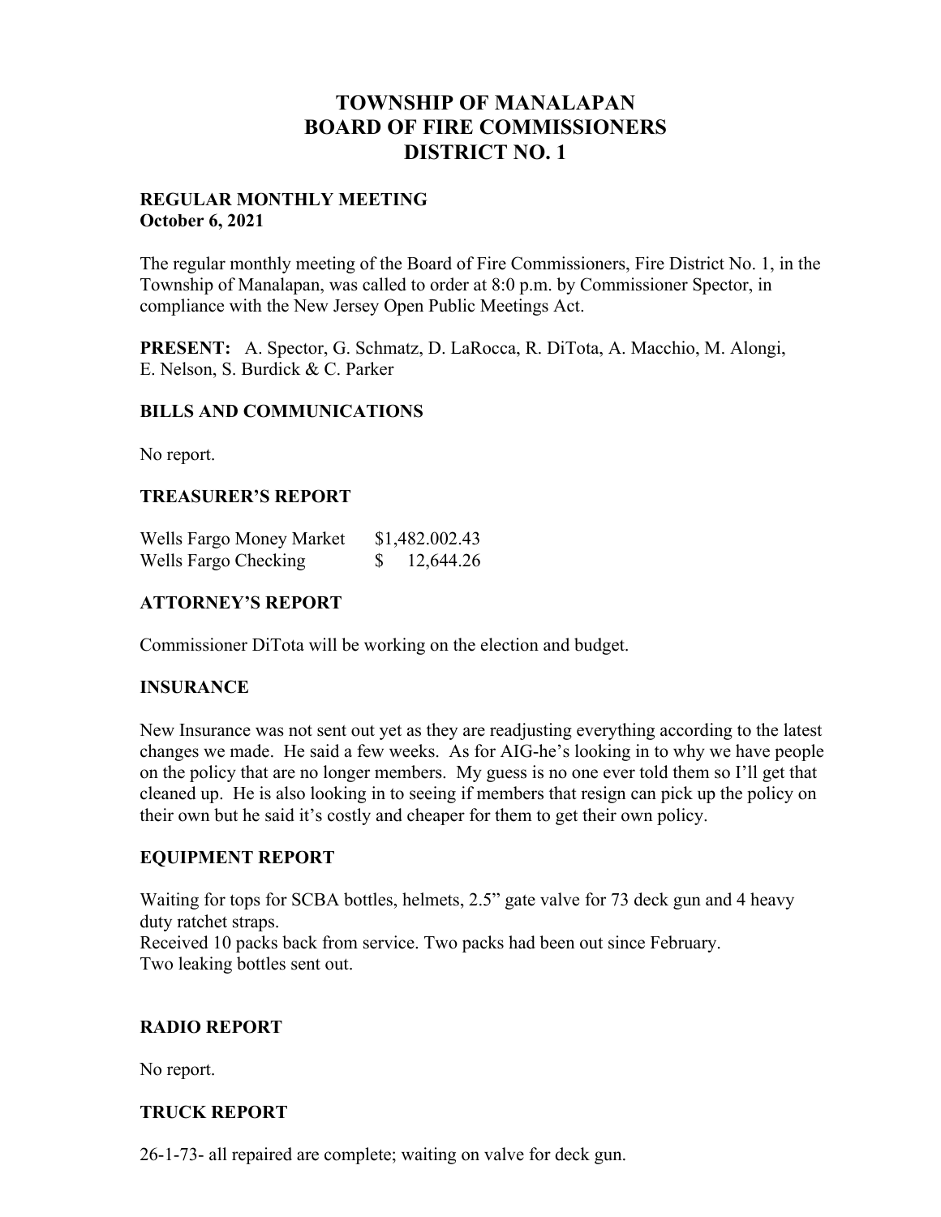# TOWNSHIP OF MANALAPAN
# BOARD OF FIRE COMMISSIONERS
# DISTRICT NO. 1

**REGULAR MONTHLY MEETING**
**October 6, 2021**

The regular monthly meeting of the Board of Fire Commissioners, Fire District No. 1, in the Township of Manalapan, was called to order at 8:0 p.m. by Commissioner Spector, in compliance with the New Jersey Open Public Meetings Act.

**PRESENT:** A. Spector, G. Schmatz, D. LaRocca, R. DiTota, A. Macchio, M. Alongi, E. Nelson, S. Burdick & C. Parker

## BILLS AND COMMUNICATIONS

No report.

## TREASURER'S REPORT

| | |
|---|---|
| Wells Fargo Money Market | $1,482.002.43 |
| Wells Fargo Checking | $ 12,644.26 |

## ATTORNEY'S REPORT

Commissioner DiTota will be working on the election and budget.

## INSURANCE

New Insurance was not sent out yet as they are readjusting everything according to the latest changes we made. He said a few weeks. As for AIG-he's looking in to why we have people on the policy that are no longer members. My guess is no one ever told them so I'll get that cleaned up. He is also looking in to seeing if members that resign can pick up the policy on their own but he said it's costly and cheaper for them to get their own policy.

## EQUIPMENT REPORT

Waiting for tops for SCBA bottles, helmets, 2.5" gate valve for 73 deck gun and 4 heavy duty ratchet straps.
Received 10 packs back from service. Two packs had been out since February.
Two leaking bottles sent out.

## RADIO REPORT

No report.

## TRUCK REPORT

26-1-73- all repaired are complete; waiting on valve for deck gun.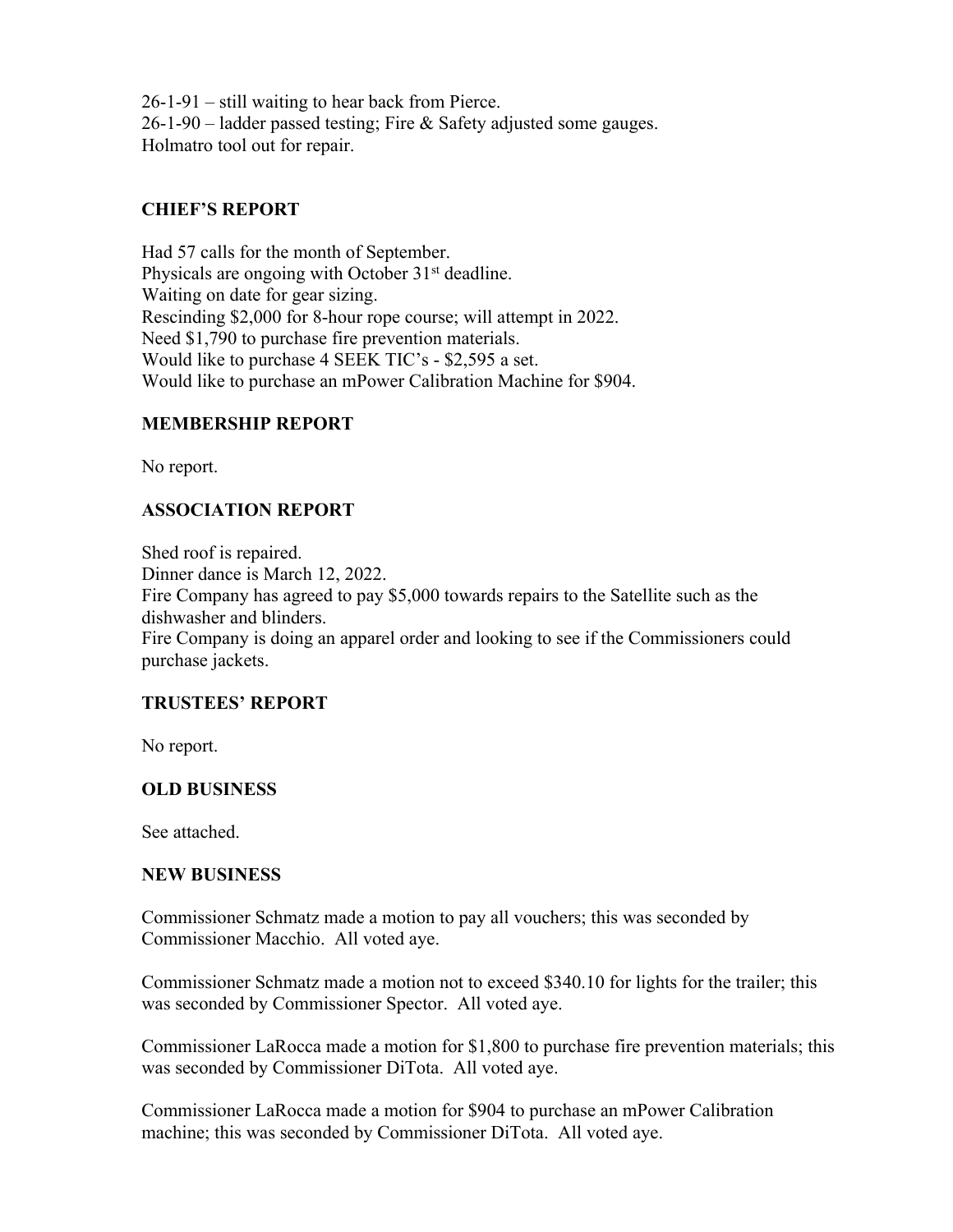26-1-91 – still waiting to hear back from Pierce.
26-1-90 – ladder passed testing; Fire & Safety adjusted some gauges.
Holmatro tool out for repair.

## CHIEF'S REPORT

Had 57 calls for the month of September.
Physicals are ongoing with October 31st deadline.
Waiting on date for gear sizing.
Rescinding $2,000 for 8-hour rope course; will attempt in 2022.
Need $1,790 to purchase fire prevention materials.
Would like to purchase 4 SEEK TIC's - $2,595 a set.
Would like to purchase an mPower Calibration Machine for $904.

## MEMBERSHIP REPORT

No report.

## ASSOCIATION REPORT

Shed roof is repaired.
Dinner dance is March 12, 2022.
Fire Company has agreed to pay $5,000 towards repairs to the Satellite such as the dishwasher and blinders.
Fire Company is doing an apparel order and looking to see if the Commissioners could purchase jackets.

## TRUSTEES' REPORT

No report.

## OLD BUSINESS

See attached.

## NEW BUSINESS

Commissioner Schmatz made a motion to pay all vouchers; this was seconded by Commissioner Macchio. All voted aye.

Commissioner Schmatz made a motion not to exceed $340.10 for lights for the trailer; this was seconded by Commissioner Spector. All voted aye.

Commissioner LaRocca made a motion for $1,800 to purchase fire prevention materials; this was seconded by Commissioner DiTota. All voted aye.

Commissioner LaRocca made a motion for $904 to purchase an mPower Calibration machine; this was seconded by Commissioner DiTota. All voted aye.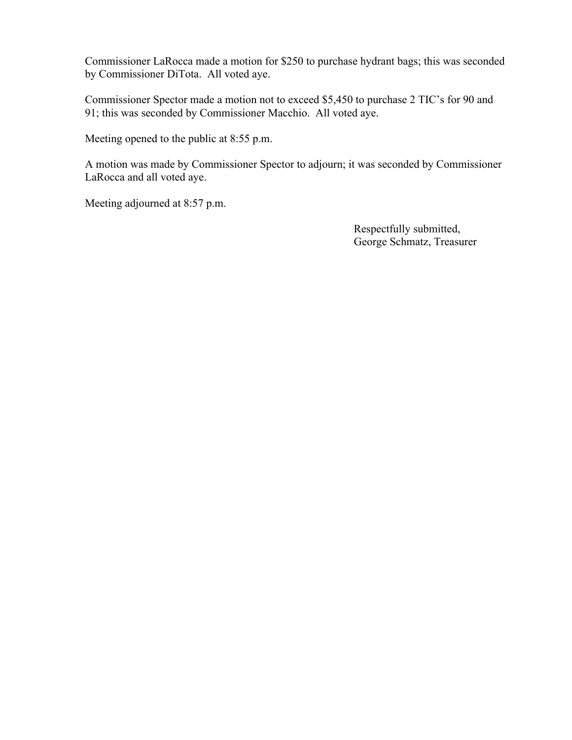Commissioner LaRocca made a motion for $250 to purchase hydrant bags; this was seconded by Commissioner DiTota. All voted aye.

Commissioner Spector made a motion not to exceed $5,450 to purchase 2 TIC's for 90 and 91; this was seconded by Commissioner Macchio. All voted aye.

Meeting opened to the public at 8:55 p.m.

A motion was made by Commissioner Spector to adjourn; it was seconded by Commissioner LaRocca and all voted aye.

Meeting adjourned at 8:57 p.m.

Respectfully submitted,
George Schmatz, Treasurer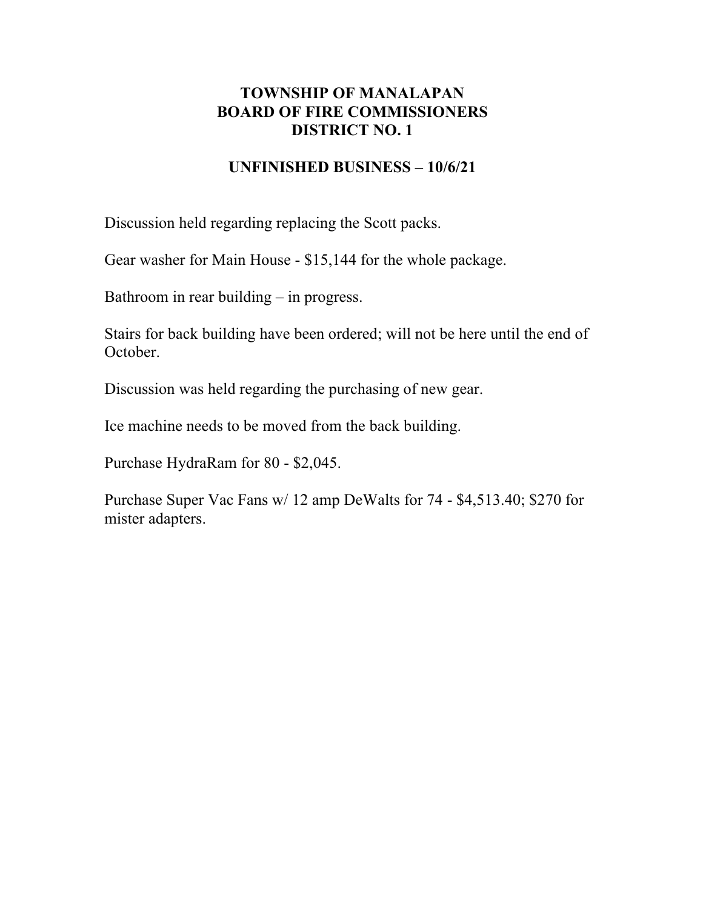# TOWNSHIP OF MANALAPAN
# BOARD OF FIRE COMMISSIONERS
# DISTRICT NO. 1

## UNFINISHED BUSINESS – 10/6/21

Discussion held regarding replacing the Scott packs.

Gear washer for Main House - $15,144 for the whole package.

Bathroom in rear building – in progress.

Stairs for back building have been ordered; will not be here until the end of October.

Discussion was held regarding the purchasing of new gear.

Ice machine needs to be moved from the back building.

Purchase HydraRam for 80 - $2,045.

Purchase Super Vac Fans w/ 12 amp DeWalts for 74 - $4,513.40; $270 for mister adapters.